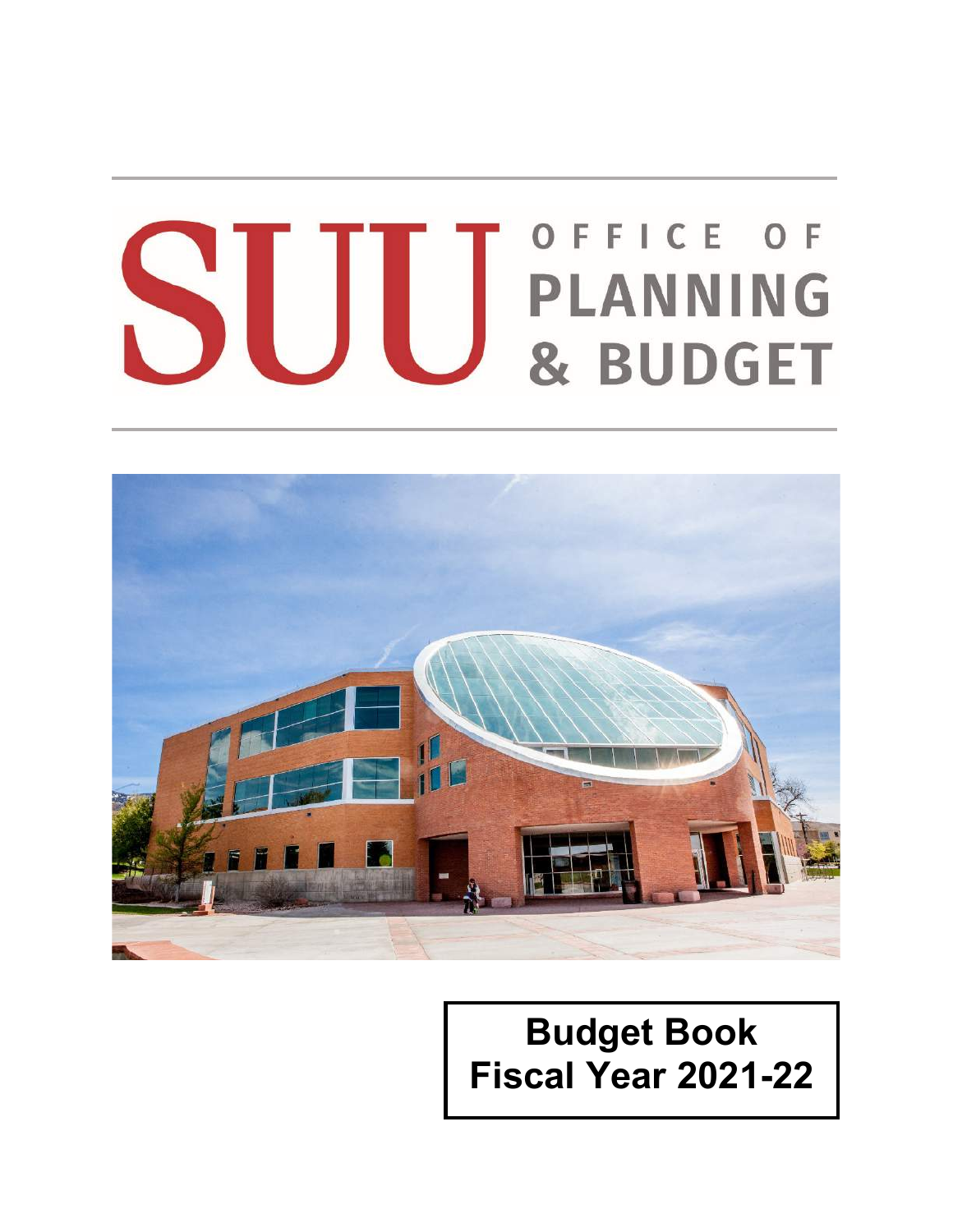# SUU OFFICE OF PLANNING & BUDGET

**Budget Book**
**Fiscal Year 2021-22**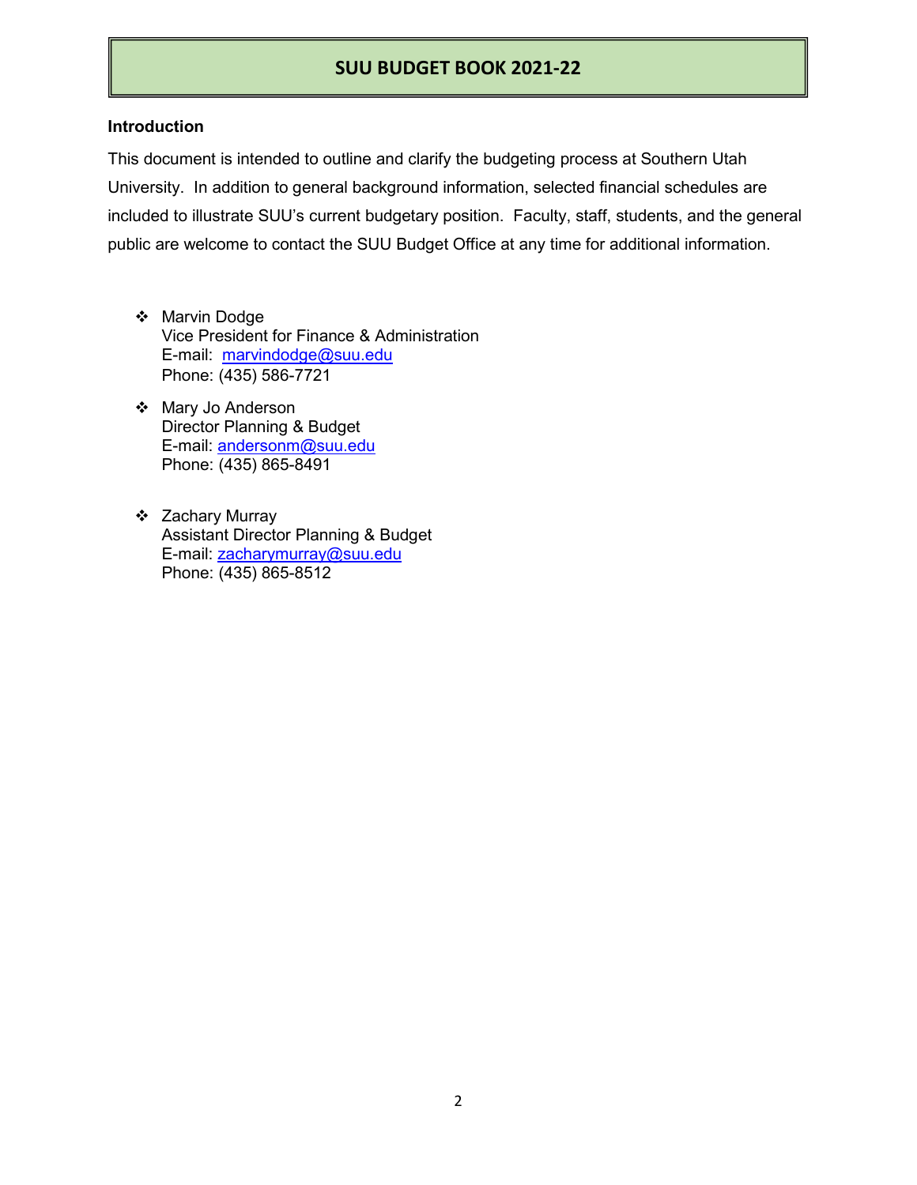# SUU BUDGET BOOK 2021-22

## Introduction

This document is intended to outline and clarify the budgeting process at Southern Utah University. In addition to general background information, selected financial schedules are included to illustrate SUU's current budgetary position. Faculty, staff, students, and the general public are welcome to contact the SUU Budget Office at any time for additional information.

- Marvin Dodge
  Vice President for Finance & Administration
  E-mail: marvindodge@suu.edu
  Phone: (435) 586-7721

- Mary Jo Anderson
  Director Planning & Budget
  E-mail: andersonm@suu.edu
  Phone: (435) 865-8491

- Zachary Murray
  Assistant Director Planning & Budget
  E-mail: zacharymurray@suu.edu
  Phone: (435) 865-8512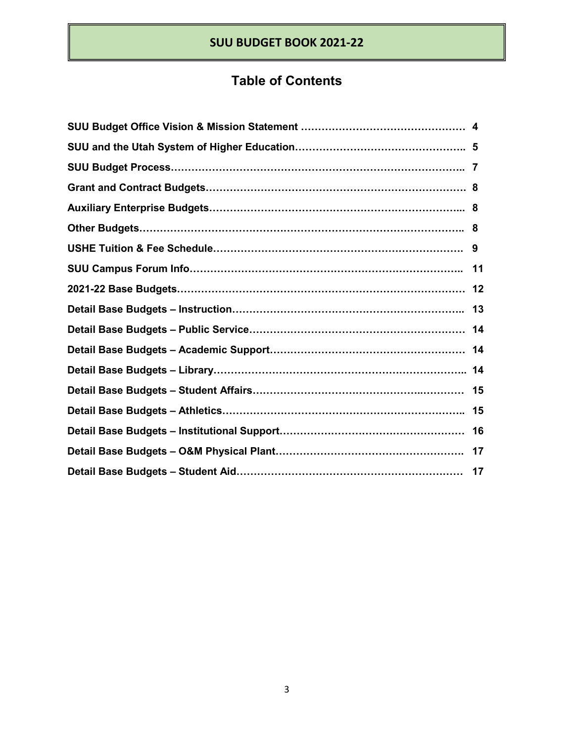# SUU BUDGET BOOK 2021-22

## Table of Contents

| | |
|---|---|
| **SUU Budget Office Vision & Mission Statement** | **4** |
| **SUU and the Utah System of Higher Education** | **5** |
| **SUU Budget Process** | **7** |
| **Grant and Contract Budgets** | **8** |
| **Auxiliary Enterprise Budgets** | **8** |
| **Other Budgets** | **8** |
| **USHE Tuition & Fee Schedule** | **9** |
| **SUU Campus Forum Info** | **11** |
| **2021-22 Base Budgets** | **12** |
| **Detail Base Budgets – Instruction** | **13** |
| **Detail Base Budgets – Public Service** | **14** |
| **Detail Base Budgets – Academic Support** | **14** |
| **Detail Base Budgets – Library** | **14** |
| **Detail Base Budgets – Student Affairs** | **15** |
| **Detail Base Budgets – Athletics** | **15** |
| **Detail Base Budgets – Institutional Support** | **16** |
| **Detail Base Budgets – O&M Physical Plant** | **17** |
| **Detail Base Budgets – Student Aid** | **17** |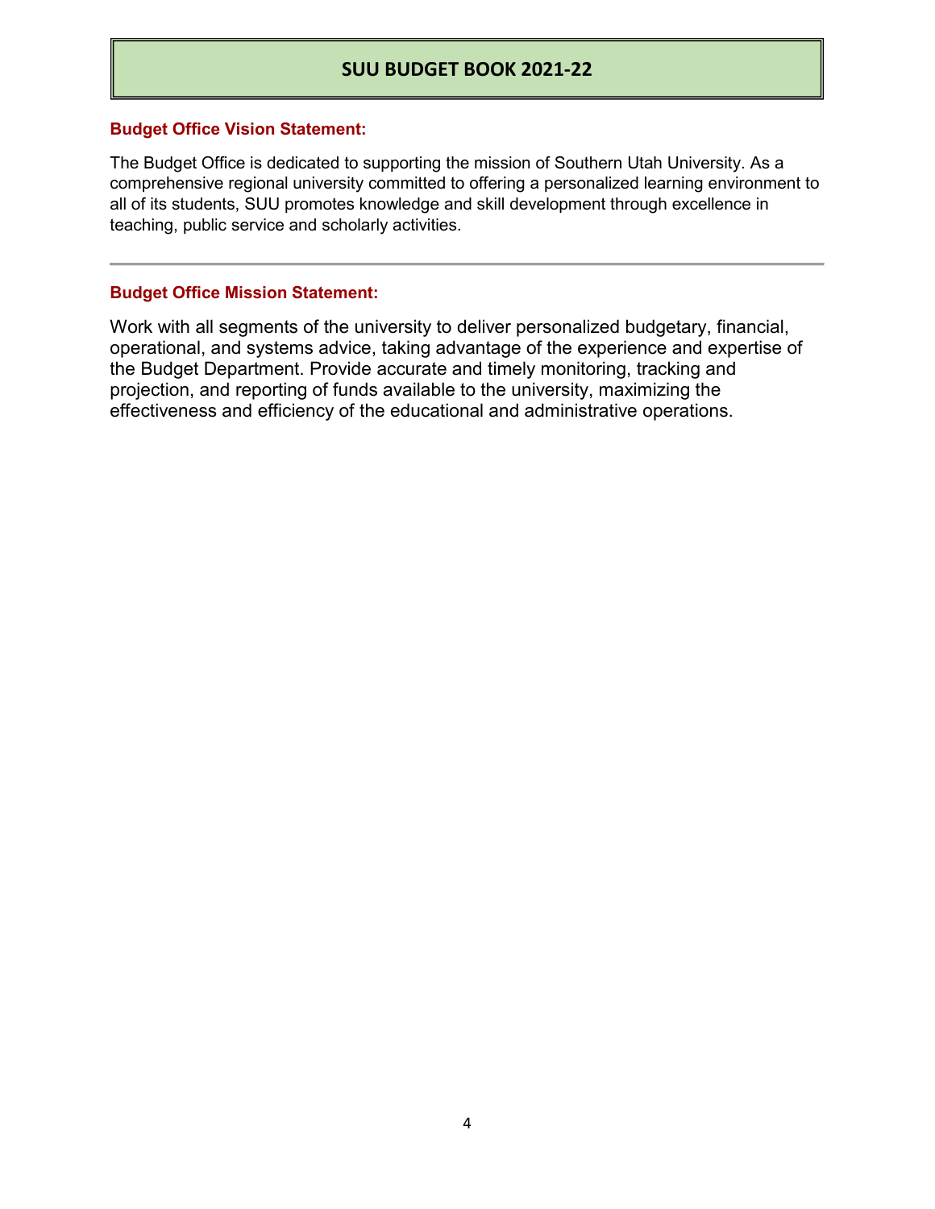## Budget Office Vision Statement:

The Budget Office is dedicated to supporting the mission of Southern Utah University. As a comprehensive regional university committed to offering a personalized learning environment to all of its students, SUU promotes knowledge and skill development through excellence in teaching, public service and scholarly activities.

---

## Budget Office Mission Statement:

Work with all segments of the university to deliver personalized budgetary, financial, operational, and systems advice, taking advantage of the experience and expertise of the Budget Department. Provide accurate and timely monitoring, tracking and projection, and reporting of funds available to the university, maximizing the effectiveness and efficiency of the educational and administrative operations.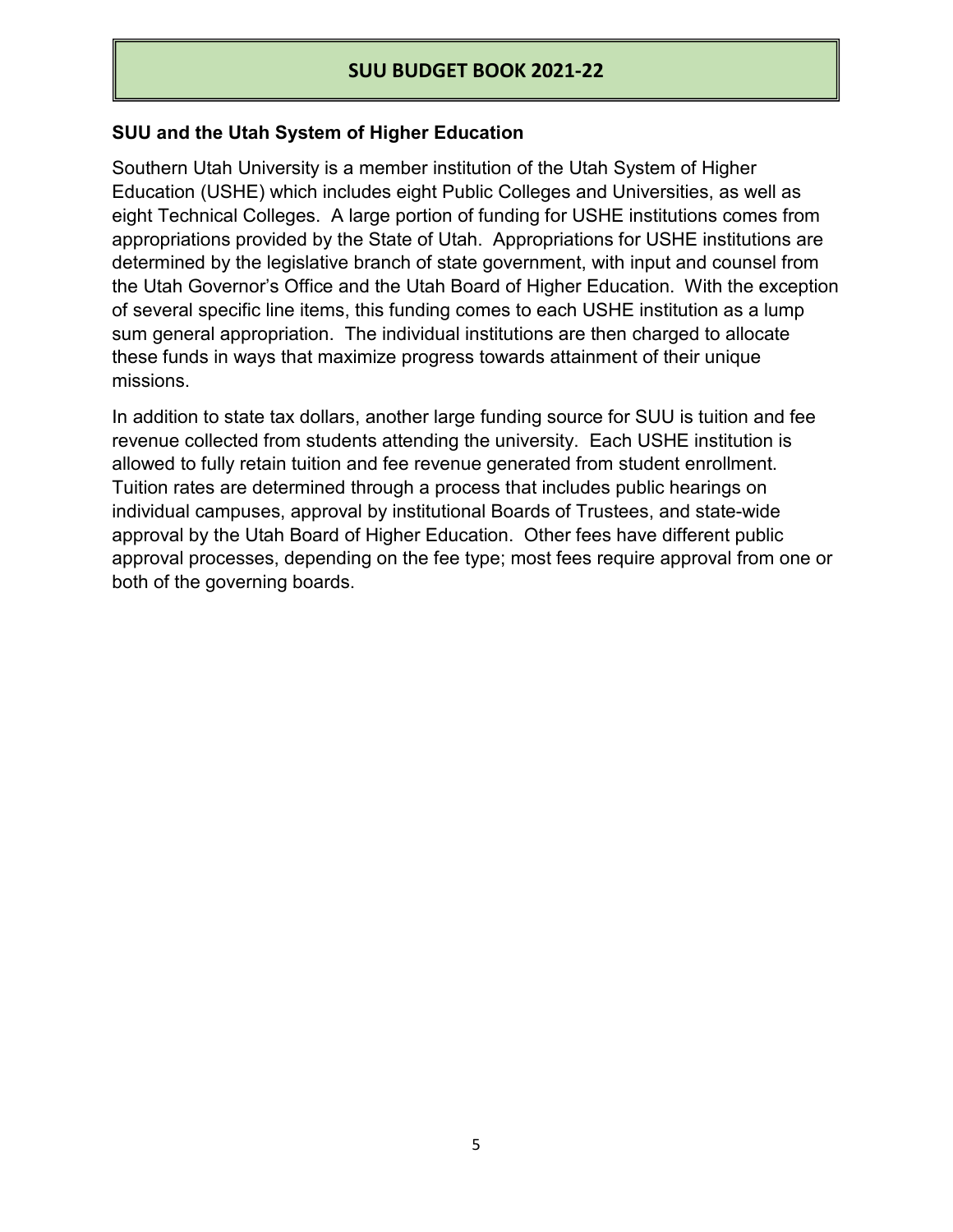## SUU and the Utah System of Higher Education

Southern Utah University is a member institution of the Utah System of Higher Education (USHE) which includes eight Public Colleges and Universities, as well as eight Technical Colleges. A large portion of funding for USHE institutions comes from appropriations provided by the State of Utah. Appropriations for USHE institutions are determined by the legislative branch of state government, with input and counsel from the Utah Governor's Office and the Utah Board of Higher Education. With the exception of several specific line items, this funding comes to each USHE institution as a lump sum general appropriation. The individual institutions are then charged to allocate these funds in ways that maximize progress towards attainment of their unique missions.

In addition to state tax dollars, another large funding source for SUU is tuition and fee revenue collected from students attending the university. Each USHE institution is allowed to fully retain tuition and fee revenue generated from student enrollment. Tuition rates are determined through a process that includes public hearings on individual campuses, approval by institutional Boards of Trustees, and state-wide approval by the Utah Board of Higher Education. Other fees have different public approval processes, depending on the fee type; most fees require approval from one or both of the governing boards.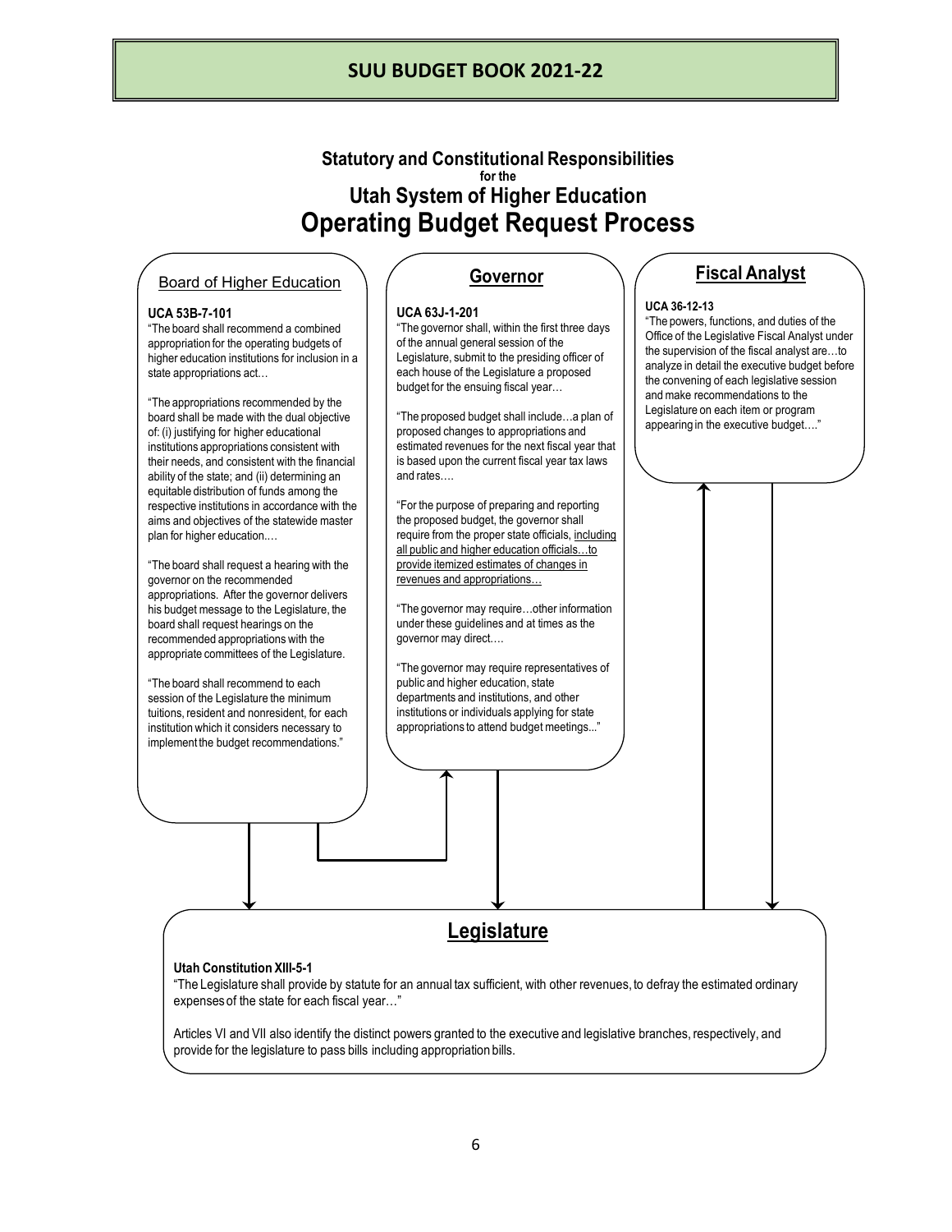# Statutory and Constitutional Responsibilities for the Utah System of Higher Education Operating Budget Request Process

## Board of Higher Education

**UCA 53B-7-101**

"The board shall recommend a combined appropriation for the operating budgets of higher education institutions for inclusion in a state appropriations act…

"The appropriations recommended by the board shall be made with the dual objective of: (i) justifying for higher educational institutions appropriations consistent with their needs, and consistent with the financial ability of the state; and (ii) determining an equitable distribution of funds among the respective institutions in accordance with the aims and objectives of the statewide master plan for higher education.…

"The board shall request a hearing with the governor on the recommended appropriations. After the governor delivers his budget message to the Legislature, the board shall request hearings on the recommended appropriations with the appropriate committees of the Legislature.

"The board shall recommend to each session of the Legislature the minimum tuitions, resident and nonresident, for each institution which it considers necessary to implement the budget recommendations."

## Governor

**UCA 63J-1-201**

"The governor shall, within the first three days of the annual general session of the Legislature, submit to the presiding officer of each house of the Legislature a proposed budget for the ensuing fiscal year…

"The proposed budget shall include…a plan of proposed changes to appropriations and estimated revenues for the next fiscal year that is based upon the current fiscal year tax laws and rates….

"For the purpose of preparing and reporting the proposed budget, the governor shall require from the proper state officials, including all public and higher education officials…to provide itemized estimates of changes in revenues and appropriations…

"The governor may require…other information under these guidelines and at times as the governor may direct….

"The governor may require representatives of public and higher education, state departments and institutions, and other institutions or individuals applying for state appropriations to attend budget meetings..."

## Fiscal Analyst

**UCA 36-12-13**

"The powers, functions, and duties of the Office of the Legislative Fiscal Analyst under the supervision of the fiscal analyst are…to analyze in detail the executive budget before the convening of each legislative session and make recommendations to the Legislature on each item or program appearing in the executive budget…."

## Legislature

**Utah Constitution XIII-5-1**

"The Legislature shall provide by statute for an annual tax sufficient, with other revenues, to defray the estimated ordinary expenses of the state for each fiscal year…"

Articles VI and VII also identify the distinct powers granted to the executive and legislative branches, respectively, and provide for the legislature to pass bills including appropriation bills.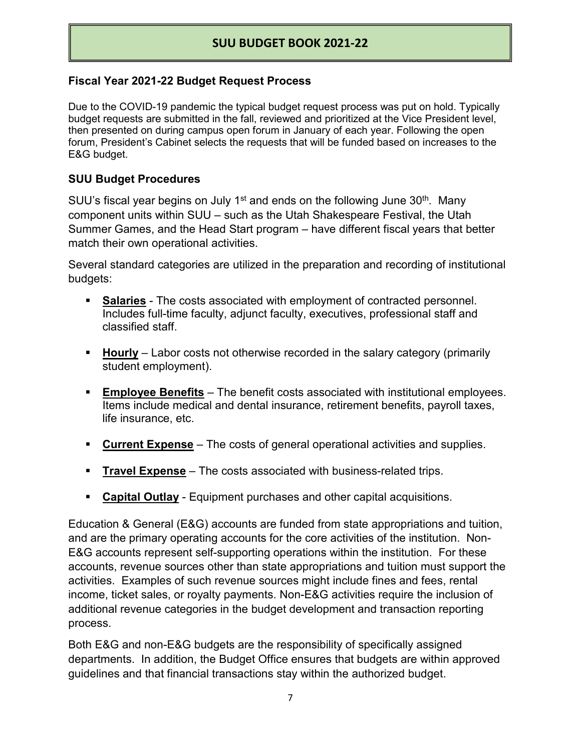### Fiscal Year 2021-22 Budget Request Process

Due to the COVID-19 pandemic the typical budget request process was put on hold. Typically budget requests are submitted in the fall, reviewed and prioritized at the Vice President level, then presented on during campus open forum in January of each year. Following the open forum, President's Cabinet selects the requests that will be funded based on increases to the E&G budget.

### SUU Budget Procedures

SUU's fiscal year begins on July 1st and ends on the following June 30th. Many component units within SUU – such as the Utah Shakespeare Festival, the Utah Summer Games, and the Head Start program – have different fiscal years that better match their own operational activities.

Several standard categories are utilized in the preparation and recording of institutional budgets:

- **Salaries** - The costs associated with employment of contracted personnel. Includes full-time faculty, adjunct faculty, executives, professional staff and classified staff.
- **Hourly** – Labor costs not otherwise recorded in the salary category (primarily student employment).
- **Employee Benefits** – The benefit costs associated with institutional employees. Items include medical and dental insurance, retirement benefits, payroll taxes, life insurance, etc.
- **Current Expense** – The costs of general operational activities and supplies.
- **Travel Expense** – The costs associated with business-related trips.
- **Capital Outlay** - Equipment purchases and other capital acquisitions.

Education & General (E&G) accounts are funded from state appropriations and tuition, and are the primary operating accounts for the core activities of the institution. Non-E&G accounts represent self-supporting operations within the institution. For these accounts, revenue sources other than state appropriations and tuition must support the activities. Examples of such revenue sources might include fines and fees, rental income, ticket sales, or royalty payments. Non-E&G activities require the inclusion of additional revenue categories in the budget development and transaction reporting process.

Both E&G and non-E&G budgets are the responsibility of specifically assigned departments. In addition, the Budget Office ensures that budgets are within approved guidelines and that financial transactions stay within the authorized budget.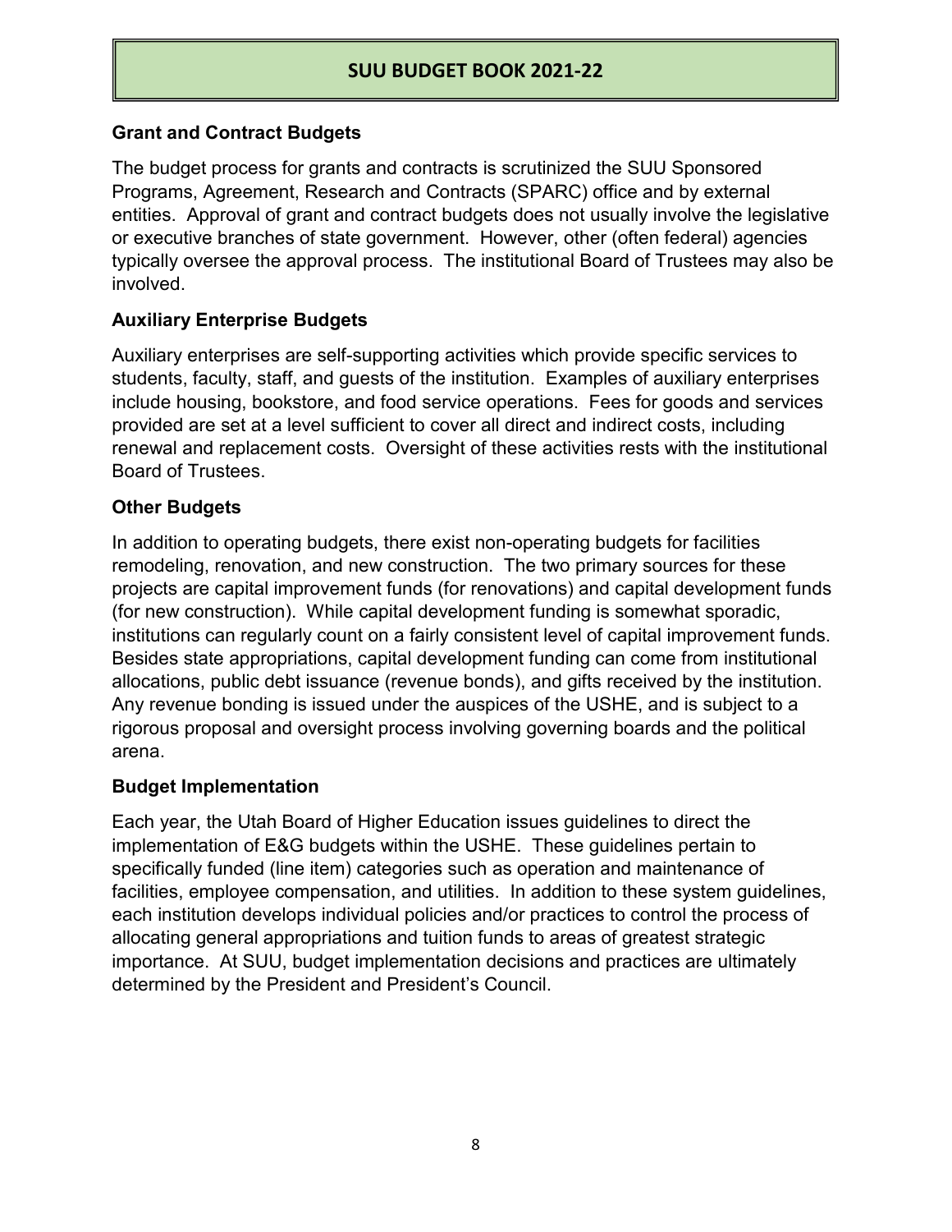## Grant and Contract Budgets

The budget process for grants and contracts is scrutinized the SUU Sponsored Programs, Agreement, Research and Contracts (SPARC) office and by external entities. Approval of grant and contract budgets does not usually involve the legislative or executive branches of state government. However, other (often federal) agencies typically oversee the approval process. The institutional Board of Trustees may also be involved.

## Auxiliary Enterprise Budgets

Auxiliary enterprises are self-supporting activities which provide specific services to students, faculty, staff, and guests of the institution. Examples of auxiliary enterprises include housing, bookstore, and food service operations. Fees for goods and services provided are set at a level sufficient to cover all direct and indirect costs, including renewal and replacement costs. Oversight of these activities rests with the institutional Board of Trustees.

## Other Budgets

In addition to operating budgets, there exist non-operating budgets for facilities remodeling, renovation, and new construction. The two primary sources for these projects are capital improvement funds (for renovations) and capital development funds (for new construction). While capital development funding is somewhat sporadic, institutions can regularly count on a fairly consistent level of capital improvement funds. Besides state appropriations, capital development funding can come from institutional allocations, public debt issuance (revenue bonds), and gifts received by the institution. Any revenue bonding is issued under the auspices of the USHE, and is subject to a rigorous proposal and oversight process involving governing boards and the political arena.

## Budget Implementation

Each year, the Utah Board of Higher Education issues guidelines to direct the implementation of E&G budgets within the USHE. These guidelines pertain to specifically funded (line item) categories such as operation and maintenance of facilities, employee compensation, and utilities. In addition to these system guidelines, each institution develops individual policies and/or practices to control the process of allocating general appropriations and tuition funds to areas of greatest strategic importance. At SUU, budget implementation decisions and practices are ultimately determined by the President and President's Council.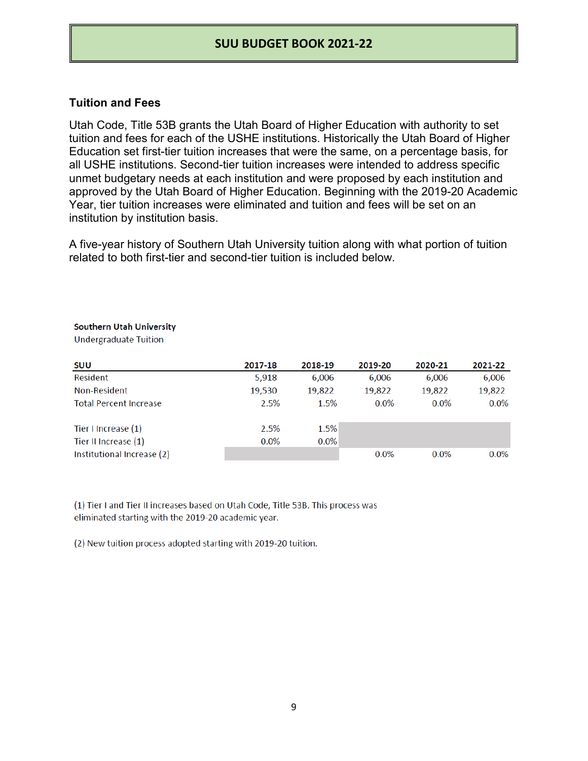## Tuition and Fees

Utah Code, Title 53B grants the Utah Board of Higher Education with authority to set tuition and fees for each of the USHE institutions. Historically the Utah Board of Higher Education set first-tier tuition increases that were the same, on a percentage basis, for all USHE institutions. Second-tier tuition increases were intended to address specific unmet budgetary needs at each institution and were proposed by each institution and approved by the Utah Board of Higher Education. Beginning with the 2019-20 Academic Year, tier tuition increases were eliminated and tuition and fees will be set on an institution by institution basis.

A five-year history of Southern Utah University tuition along with what portion of tuition related to both first-tier and second-tier tuition is included below.

**Southern Utah University**
Undergraduate Tuition

| SUU | 2017-18 | 2018-19 | 2019-20 | 2020-21 | 2021-22 |
|---|---|---|---|---|---|
| Resident | 5,918 | 6,006 | 6,006 | 6,006 | 6,006 |
| Non-Resident | 19,530 | 19,822 | 19,822 | 19,822 | 19,822 |
| Total Percent Increase | 2.5% | 1.5% | 0.0% | 0.0% | 0.0% |
| | | | | | |
| Tier I Increase (1) | 2.5% | 1.5% | | | |
| Tier II Increase (1) | 0.0% | 0.0% | | | |
| Institutional Increase (2) | | | 0.0% | 0.0% | 0.0% |

(1) Tier I and Tier II increases based on Utah Code, Title 53B. This process was eliminated starting with the 2019-20 academic year.

(2) New tuition process adopted starting with 2019-20 tuition.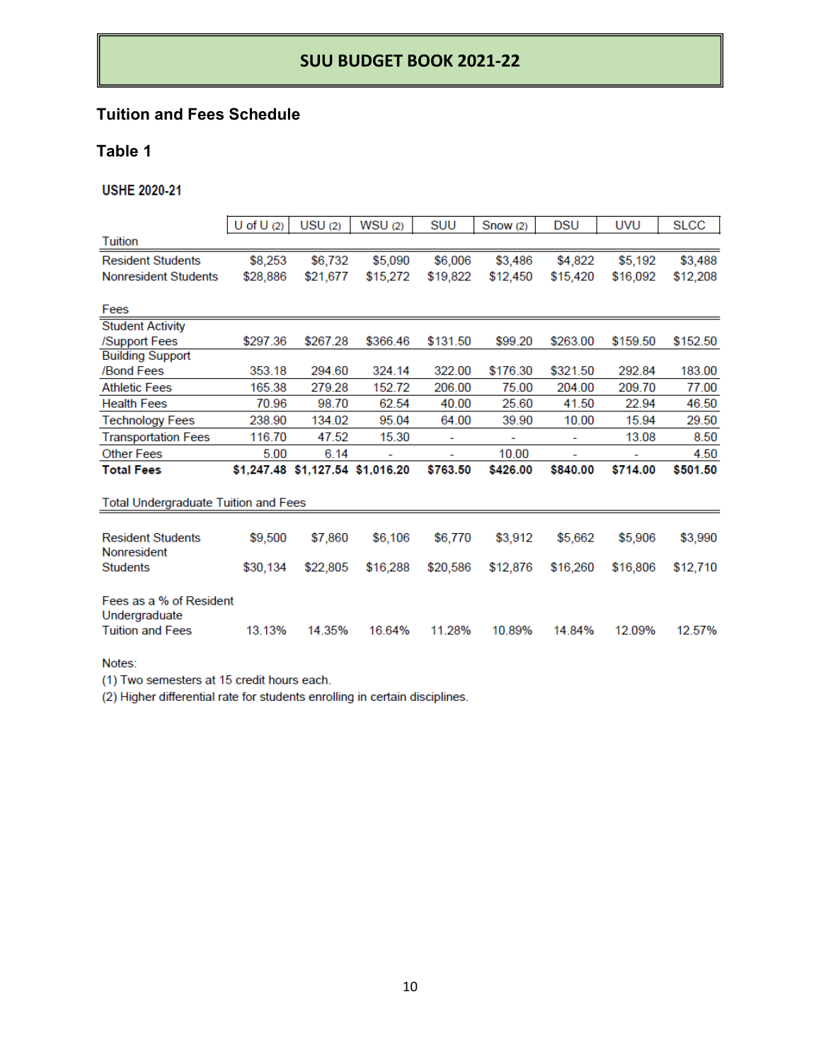## Tuition and Fees Schedule

## Table 1

**USHE 2020-21**

| | U of U (2) | USU (2) | WSU (2) | SUU | Snow (2) | DSU | UVU | SLCC |
|---|---|---|---|---|---|---|---|---|
| Tuition | | | | | | | | |
| Resident Students | $8,253 | $6,732 | $5,090 | $6,006 | $3,486 | $4,822 | $5,192 | $3,488 |
| Nonresident Students | $28,886 | $21,677 | $15,272 | $19,822 | $12,450 | $15,420 | $16,092 | $12,208 |
| Fees | | | | | | | | |
| Student Activity /Support Fees | $297.36 | $267.28 | $366.46 | $131.50 | $99.20 | $263.00 | $159.50 | $152.50 |
| Building Support /Bond Fees | 353.18 | 294.60 | 324.14 | 322.00 | $176.30 | $321.50 | 292.84 | 183.00 |
| Athletic Fees | 165.38 | 279.28 | 152.72 | 206.00 | 75.00 | 204.00 | 209.70 | 77.00 |
| Health Fees | 70.96 | 98.70 | 62.54 | 40.00 | 25.60 | 41.50 | 22.94 | 46.50 |
| Technology Fees | 238.90 | 134.02 | 95.04 | 64.00 | 39.90 | 10.00 | 15.94 | 29.50 |
| Transportation Fees | 116.70 | 47.52 | 15.30 | - | - | - | 13.08 | 8.50 |
| Other Fees | 5.00 | 6.14 | - | - | 10.00 | - | - | 4.50 |
| **Total Fees** | **$1,247.48** | **$1,127.54** | **$1,016.20** | **$763.50** | **$426.00** | **$840.00** | **$714.00** | **$501.50** |
| Total Undergraduate Tuition and Fees | | | | | | | | |
| Resident Students | $9,500 | $7,860 | $6,106 | $6,770 | $3,912 | $5,662 | $5,906 | $3,990 |
| Nonresident Students | $30,134 | $22,805 | $16,288 | $20,586 | $12,876 | $16,260 | $16,806 | $12,710 |
| Fees as a % of Resident Undergraduate Tuition and Fees | 13.13% | 14.35% | 16.64% | 11.28% | 10.89% | 14.84% | 12.09% | 12.57% |

Notes:
(1) Two semesters at 15 credit hours each.
(2) Higher differential rate for students enrolling in certain disciplines.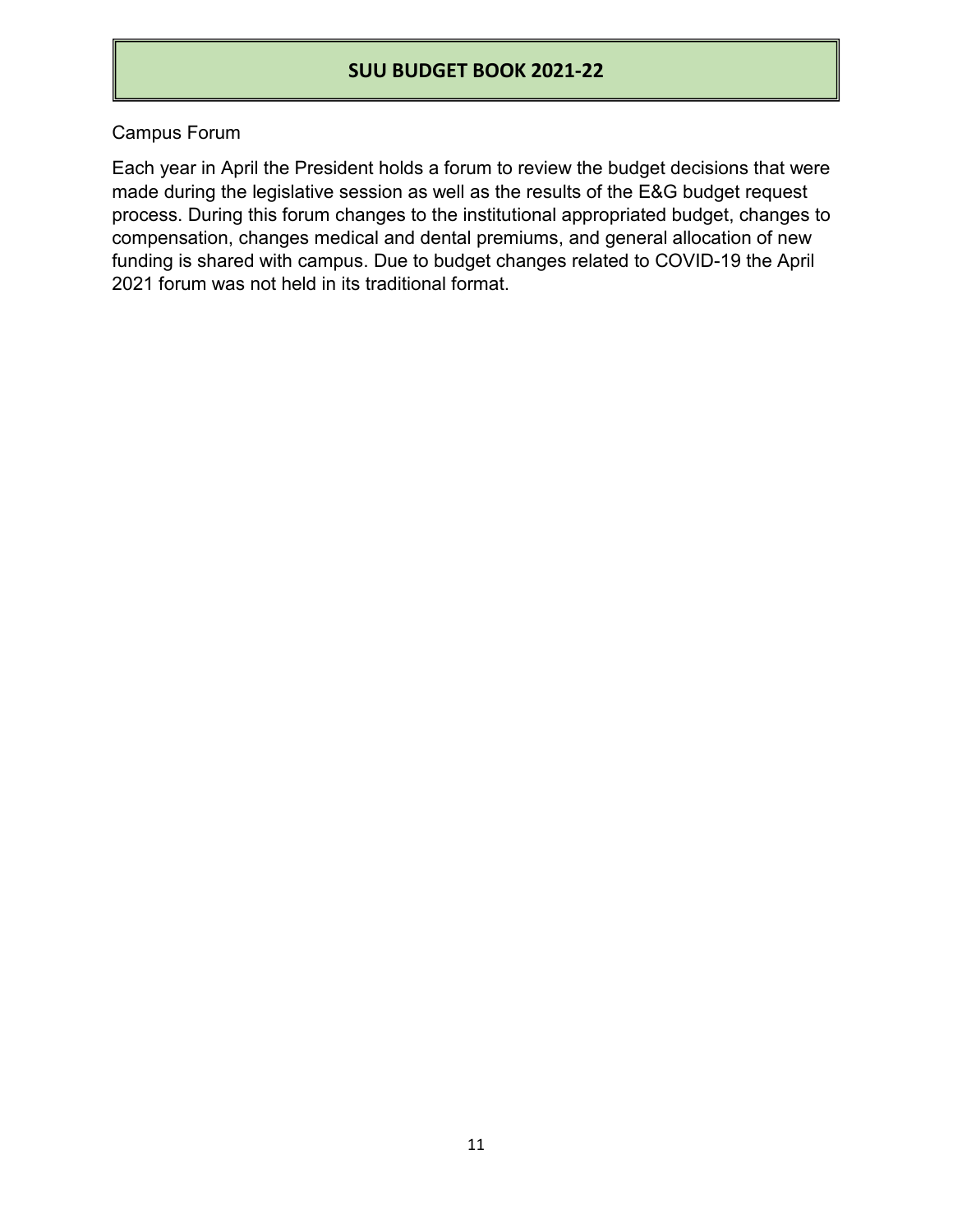## Campus Forum

Each year in April the President holds a forum to review the budget decisions that were made during the legislative session as well as the results of the E&G budget request process. During this forum changes to the institutional appropriated budget, changes to compensation, changes medical and dental premiums, and general allocation of new funding is shared with campus. Due to budget changes related to COVID-19 the April 2021 forum was not held in its traditional format.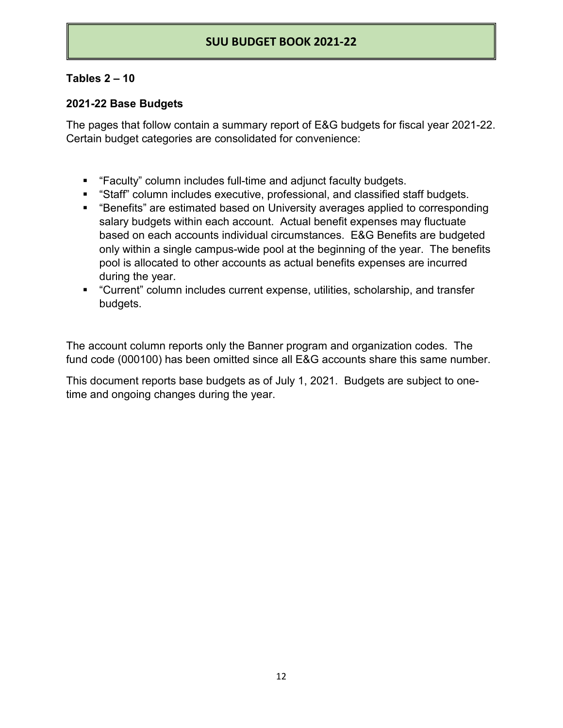## Tables 2 – 10

### 2021-22 Base Budgets

The pages that follow contain a summary report of E&G budgets for fiscal year 2021-22. Certain budget categories are consolidated for convenience:

- "Faculty" column includes full-time and adjunct faculty budgets.
- "Staff" column includes executive, professional, and classified staff budgets.
- "Benefits" are estimated based on University averages applied to corresponding salary budgets within each account. Actual benefit expenses may fluctuate based on each accounts individual circumstances. E&G Benefits are budgeted only within a single campus-wide pool at the beginning of the year. The benefits pool is allocated to other accounts as actual benefits expenses are incurred during the year.
- "Current" column includes current expense, utilities, scholarship, and transfer budgets.

The account column reports only the Banner program and organization codes. The fund code (000100) has been omitted since all E&G accounts share this same number.

This document reports base budgets as of July 1, 2021. Budgets are subject to one-time and ongoing changes during the year.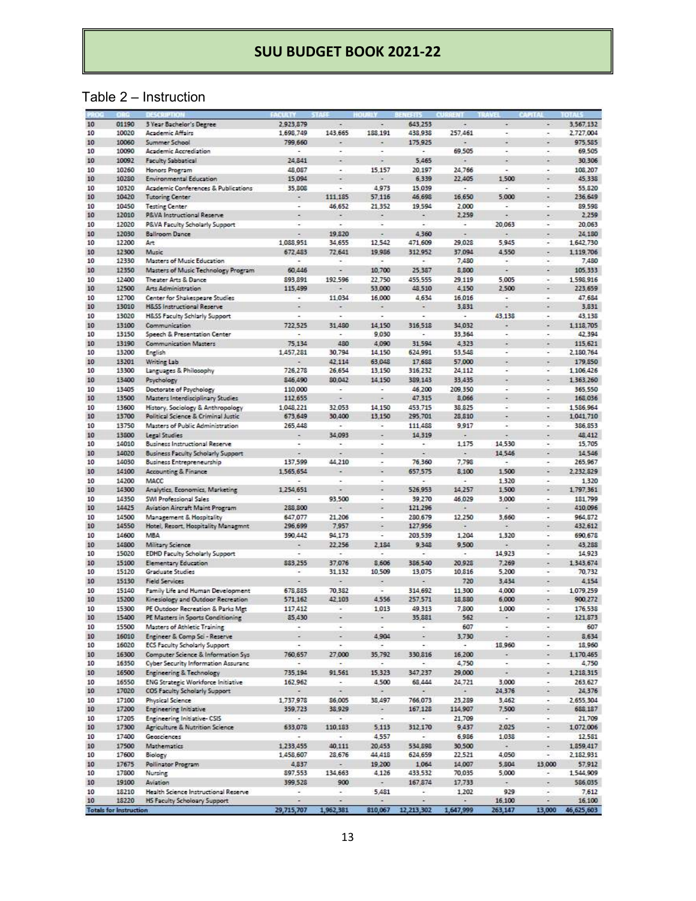# SUU BUDGET BOOK 2021-22

## Table 2 – Instruction

| PROG | ORG | DESCRIPTION | FACULTY | STAFF | HOURLY | BENEFITS | CURRENT | TRAVEL | CAPITAL | TOTALS |
|---|---|---|---|---|---|---|---|---|---|---|
| 10 | 01190 | 3 Year Bachelor's Degree | 2,923,879 | - | - | 643,253 | - | - | - | 3,567,132 |
| 10 | 10020 | Academic Affairs | 1,698,749 | 143,665 | 188,191 | 438,938 | 257,461 | - | - | 2,727,004 |
| 10 | 10060 | Summer School | 799,660 | - | - | 175,925 | - | - | - | 975,585 |
| 10 | 10090 | Academic Accreditation | - | - | - | - | 69,505 | - | - | 69,505 |
| 10 | 10092 | Faculty Sabbatical | 24,841 | - | - | 5,465 | - | - | - | 30,306 |
| 10 | 10260 | Honors Program | 48,087 | - | 15,157 | 20,197 | 24,766 | - | - | 108,207 |
| 10 | 10280 | Environmental Education | 15,094 | - | - | 6,339 | 22,405 | 1,500 | - | 45,338 |
| 10 | 10320 | Academic Conferences & Publications | 35,808 | - | 4,973 | 15,039 | - | - | - | 55,820 |
| 10 | 10420 | Tutoring Center | - | 111,185 | 57,116 | 46,698 | 16,650 | 5,000 | - | 236,649 |
| 10 | 10450 | Testing Center | - | 46,652 | 21,352 | 19,594 | 2,000 | - | - | 89,598 |
| 10 | 12010 | P&VA Instructional Reserve | - | - | - | - | 2,259 | - | - | 2,259 |
| 10 | 12020 | P&VA Faculty Scholarly Support | - | - | - | - | - | 20,063 | - | 20,063 |
| 10 | 12030 | Ballroom Dance | - | 19,820 | - | 4,360 | - | - | - | 24,180 |
| 10 | 12200 | Art | 1,088,951 | 34,655 | 12,542 | 471,609 | 29,028 | 5,945 | - | 1,642,730 |
| 10 | 12300 | Music | 672,483 | 72,641 | 19,986 | 312,952 | 37,094 | 4,550 | - | 1,119,706 |
| 10 | 12330 | Masters of Music Education | - | - | - | - | 7,480 | - | - | 7,480 |
| 10 | 12350 | Masters of Music Technology Program | 60,446 | - | 10,700 | 25,387 | 8,800 | - | - | 105,333 |
| 10 | 12400 | Theater Arts & Dance | 893,891 | 192,596 | 22,750 | 455,555 | 29,119 | 5,005 | - | 1,598,916 |
| 10 | 12500 | Arts Administration | 115,499 | - | 53,000 | 48,510 | 4,150 | 2,500 | - | 223,659 |
| 10 | 12700 | Center for Shakespeare Studies | - | 11,034 | 16,000 | 4,634 | 16,016 | - | - | 47,684 |
| 10 | 13010 | H&SS Instructional Reserve | - | - | - | - | 3,831 | - | - | 3,831 |
| 10 | 13020 | H&SS Faculty Schlarly Support | - | - | - | - | - | 43,138 | - | 43,138 |
| 10 | 13100 | Communication | 722,525 | 31,480 | 14,150 | 316,518 | 34,032 | - | - | 1,118,705 |
| 10 | 13150 | Speech & Presentation Center | - | - | 9,030 | - | 33,364 | - | - | 42,394 |
| 10 | 13190 | Communication Masters | 75,134 | 480 | 4,090 | 31,594 | 4,323 | - | - | 115,621 |
| 10 | 13200 | English | 1,457,281 | 30,794 | 14,150 | 624,991 | 53,548 | - | - | 2,180,764 |
| 10 | 13201 | Writing Lab | - | 42,114 | 63,048 | 17,688 | 57,000 | - | - | 179,850 |
| 10 | 13300 | Languages & Philosophy | 726,278 | 26,654 | 13,150 | 316,232 | 24,112 | - | - | 1,106,426 |
| 10 | 13400 | Psychology | 846,490 | 80,042 | 14,150 | 389,143 | 33,435 | - | - | 1,363,260 |
| 10 | 13405 | Doctorate of Psychology | 110,000 | - | - | 46,200 | 209,350 | - | - | 365,550 |
| 10 | 13500 | Masters Interdisciplinary Studies | 112,655 | - | - | 47,315 | 8,066 | - | - | 168,036 |
| 10 | 13600 | History, Sociology & Anthropology | 1,048,221 | 32,053 | 14,150 | 453,715 | 38,825 | - | - | 1,586,964 |
| 10 | 13700 | Political Science & Criminal Justic | 673,649 | 30,400 | 13,150 | 295,701 | 28,810 | - | - | 1,041,710 |
| 10 | 13750 | Masters of Public Administration | 265,448 | - | - | 111,488 | 9,917 | - | - | 386,853 |
| 10 | 13800 | Legal Studies | - | 34,093 | - | 14,319 | - | - | - | 48,412 |
| 10 | 14010 | Business Instructional Reserve | - | - | - | - | 1,175 | 14,530 | - | 15,705 |
| 10 | 14020 | Business Faculty Scholarly Support | - | - | - | - | - | 14,546 | - | 14,546 |
| 10 | 14030 | Business Entrepreneurship | 137,599 | 44,210 | - | 76,360 | 7,798 | - | - | 265,967 |
| 10 | 14100 | Accounting & Finance | 1,565,654 | - | - | 657,575 | 8,100 | 1,500 | - | 2,232,829 |
| 10 | 14200 | MACC | - | - | - | - | - | 1,320 | - | 1,320 |
| 10 | 14300 | Analytics, Economics, Marketing | 1,254,651 | - | - | 526,953 | 14,257 | 1,500 | - | 1,797,361 |
| 10 | 14350 | SWI Professional Sales | - | 93,500 | - | 39,270 | 46,029 | 3,000 | - | 181,799 |
| 10 | 14425 | Aviation Aircraft Maint Program | 288,800 | - | - | 121,296 | - | - | - | 410,096 |
| 10 | 14500 | Management & Hospitality | 647,077 | 21,206 | - | 280,679 | 12,250 | 3,660 | - | 964,872 |
| 10 | 14550 | Hotel, Resort, Hospitality Managmnt | 296,699 | 7,957 | - | 127,956 | - | - | - | 432,612 |
| 10 | 14600 | MBA | 390,442 | 94,173 | - | 203,539 | 1,204 | 1,320 | - | 690,678 |
| 10 | 14800 | Military Science | - | 22,256 | 2,184 | 9,348 | 9,500 | - | - | 43,288 |
| 10 | 15020 | EDHD Faculty Scholarly Support | - | - | - | - | - | 14,923 | - | 14,923 |
| 10 | 15100 | Elementary Education | 883,255 | 37,076 | 8,606 | 386,540 | 20,928 | 7,269 | - | 1,343,674 |
| 10 | 15120 | Graduate Studies | - | 31,132 | 10,509 | 13,075 | 10,816 | 5,200 | - | 70,732 |
| 10 | 15130 | Field Services | - | - | - | - | 720 | 3,434 | - | 4,154 |
| 10 | 15140 | Family Life and Human Development | 678,885 | 70,382 | - | 314,692 | 11,300 | 4,000 | - | 1,079,259 |
| 10 | 15200 | Kinesiology and Outdoor Recreation | 571,162 | 42,103 | 4,556 | 257,571 | 18,880 | 6,000 | - | 900,272 |
| 10 | 15300 | PE Outdoor Recreation & Parks Mgt | 117,412 | - | 1,013 | 49,313 | 7,800 | 1,000 | - | 176,538 |
| 10 | 15400 | PE Masters in Sports Conditioning | 85,430 | - | - | 35,881 | 562 | - | - | 121,873 |
| 10 | 15500 | Masters of Athletic Training | - | - | - | - | 607 | - | - | 607 |
| 10 | 16010 | Engineer & Comp Sci - Reserve | - | - | 4,904 | - | 3,730 | - | - | 8,634 |
| 10 | 16020 | ECS Faculty Scholarly Support | - | - | - | - | - | 18,960 | - | 18,960 |
| 10 | 16300 | Computer Science & Information Sys | 760,657 | 27,000 | 35,792 | 330,816 | 16,200 | - | - | 1,170,465 |
| 10 | 16350 | Cyber Security Information Assuranc | - | - | - | - | 4,750 | - | - | 4,750 |
| 10 | 16500 | Engineering & Technology | 735,194 | 91,561 | 15,323 | 347,237 | 29,000 | - | - | 1,218,315 |
| 10 | 16550 | ENG Strategic Workforce Initiative | 162,962 | - | 4,500 | 68,444 | 24,721 | 3,000 | - | 263,627 |
| 10 | 17020 | COS Faculty Scholarly Support | - | - | - | - | - | 24,376 | - | 24,376 |
| 10 | 17100 | Physical Science | 1,737,978 | 86,005 | 38,497 | 766,073 | 23,289 | 3,462 | - | 2,655,304 |
| 10 | 17200 | Engineering Initiative | 359,723 | 38,929 | - | 167,128 | 114,907 | 7,500 | - | 688,187 |
| 10 | 17205 | Engineering Initiative- CSIS | - | - | - | - | 21,709 | - | - | 21,709 |
| 10 | 17300 | Agriculture & Nutrition Science | 633,078 | 110,183 | 5,113 | 312,170 | 9,437 | 2,025 | - | 1,072,006 |
| 10 | 17400 | Geosciences | - | - | 4,557 | - | 6,986 | 1,038 | - | 12,581 |
| 10 | 17500 | Mathematics | 1,233,455 | 40,111 | 20,453 | 534,898 | 30,500 | - | - | 1,859,417 |
| 10 | 17600 | Biology | 1,458,607 | 28,676 | 44,418 | 624,659 | 22,521 | 4,050 | - | 2,182,931 |
| 10 | 17675 | Pollinator Program | 4,837 | - | 19,200 | 1,064 | 14,007 | 5,804 | 13,000 | 57,912 |
| 10 | 17800 | Nursing | 897,553 | 134,663 | 4,126 | 433,532 | 70,035 | 5,000 | - | 1,544,909 |
| 10 | 19100 | Aviation | 399,528 | 900 | - | 167,874 | 17,733 | - | - | 586,035 |
| 10 | 18210 | Health Science Instructional Reserve | - | - | 5,481 | - | 1,202 | 929 | - | 7,612 |
| 10 | 18220 | HS Faculty Scholoary Support | - | - | - | - | - | 16,100 | - | 16,100 |
| **Totals for Instruction** | | | 29,715,707 | 1,962,381 | 810,067 | 12,213,302 | 1,647,999 | 263,147 | 13,000 | 46,625,603 |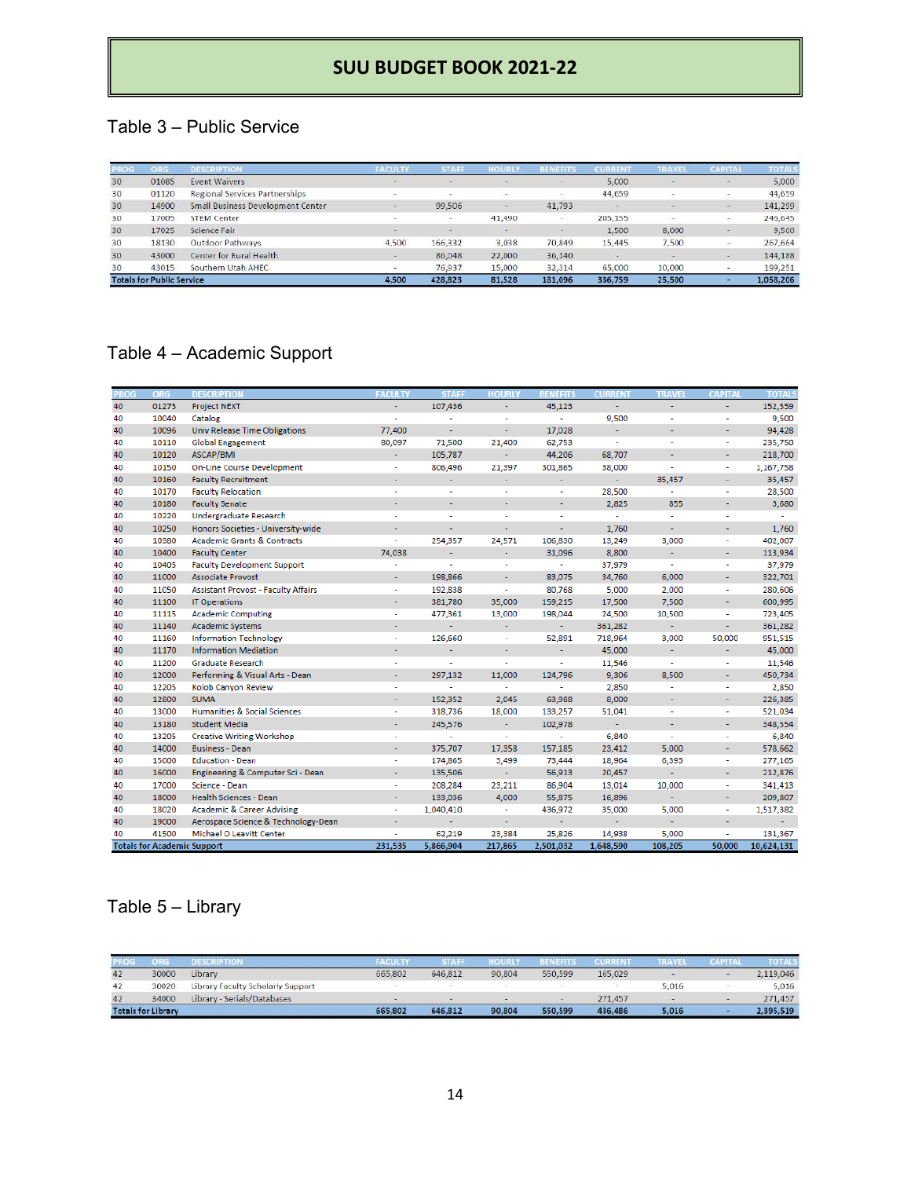# SUU BUDGET BOOK 2021-22

## Table 3 – Public Service

| PROG | ORG | DESCRIPTION | FACULTY | STAFF | HOURLY | BENEFITS | CURRENT | TRAVEL | CAPITAL | TOTALS |
|---|---|---|---|---|---|---|---|---|---|---|
| 30 | 01085 | Event Waivers | - | - | - | - | 5,000 | - | - | 5,000 |
| 30 | 01120 | Regional Services Partnerships | - | - | - | - | 44,659 | - | - | 44,659 |
| 30 | 14900 | Small Business Development Center | - | 99,506 | - | 41,793 | - | - | - | 141,299 |
| 30 | 17005 | STEM Center | - | - | 41,490 | - | 205,155 | - | - | 246,645 |
| 30 | 17025 | Science Fair | - | - | - | - | 1,500 | 8,000 | - | 9,500 |
| 30 | 18130 | Outdoor Pathways | 4,500 | 166,332 | 3,038 | 70,849 | 15,445 | 7,500 | - | 267,664 |
| 30 | 43000 | Center for Rural Health | - | 86,048 | 22,000 | 36,140 | - | - | - | 144,188 |
| 30 | 43015 | Southern Utah AHEC | - | 76,937 | 15,000 | 32,314 | 65,000 | 10,000 | - | 199,251 |
| **Totals for Public Service** | | | **4,500** | **428,823** | **81,528** | **181,096** | **336,759** | **25,500** | **-** | **1,058,206** |

## Table 4 – Academic Support

| PROG | ORG | DESCRIPTION | FACULTY | STAFF | HOURLY | BENEFITS | CURRENT | TRAVEL | CAPITAL | TOTALS |
|---|---|---|---|---|---|---|---|---|---|---|
| 40 | 01275 | Project NEXT | - | 107,436 | - | 45,123 | - | - | - | 152,559 |
| 40 | 10040 | Catalog | - | - | - | - | 9,500 | - | - | 9,500 |
| 40 | 10096 | Univ Release Time Obligations | 77,400 | - | - | 17,028 | - | - | - | 94,428 |
| 40 | 10110 | Global Engagement | 80,097 | 71,500 | 21,400 | 62,753 | - | - | - | 235,750 |
| 40 | 10120 | ASCAP/BMI | - | 105,787 | - | 44,206 | 68,707 | - | - | 218,700 |
| 40 | 10150 | On-Line Course Development | - | 806,496 | 21,397 | 301,865 | 38,000 | - | - | 1,167,758 |
| 40 | 10160 | Faculty Recruitment | - | - | - | - | - | 35,457 | - | 35,457 |
| 40 | 10170 | Faculty Relocation | - | - | - | - | 28,500 | - | - | 28,500 |
| 40 | 10180 | Faculty Senate | - | - | - | - | 2,825 | 855 | - | 3,680 |
| 40 | 10220 | Undergraduate Research | - | - | - | - | - | - | - | - |
| 40 | 10250 | Honors Societies - University-wide | - | - | - | - | 1,760 | - | - | 1,760 |
| 40 | 10380 | Academic Grants & Contracts | - | 254,357 | 24,571 | 106,830 | 13,249 | 3,000 | - | 402,007 |
| 40 | 10400 | Faculty Center | 74,038 | - | - | 31,096 | 8,800 | - | - | 113,934 |
| 40 | 10405 | Faculty Development Support | - | - | - | - | 37,979 | - | - | 37,979 |
| 40 | 11000 | Associate Provost | - | 198,866 | - | 83,075 | 34,760 | 6,000 | - | 322,701 |
| 40 | 11050 | Assistant Provost - Faculty Affairs | - | 192,838 | - | 80,768 | 5,000 | 2,000 | - | 280,606 |
| 40 | 11100 | IT Operations | - | 381,780 | 35,000 | 159,215 | 17,500 | 7,500 | - | 600,995 |
| 40 | 11115 | Academic Computing | - | 477,361 | 13,000 | 198,044 | 24,500 | 10,500 | - | 723,405 |
| 40 | 11140 | Academic Systems | - | - | - | - | 361,282 | - | - | 361,282 |
| 40 | 11160 | Information Technology | - | 126,660 | - | 52,891 | 718,964 | 3,000 | 50,000 | 951,515 |
| 40 | 11170 | Information Mediation | - | - | - | - | 45,000 | - | - | 45,000 |
| 40 | 11200 | Graduate Research | - | - | - | - | 11,546 | - | - | 11,546 |
| 40 | 12000 | Performing & Visual Arts - Dean | - | 297,132 | 11,000 | 124,796 | 9,306 | 8,500 | - | 450,734 |
| 40 | 12205 | Kolob Canyon Review | - | - | - | - | 2,850 | - | - | 2,850 |
| 40 | 12800 | SUMA | - | 152,352 | 2,045 | 63,988 | 8,000 | - | - | 226,385 |
| 40 | 13000 | Humanities & Social Sciences | - | 318,736 | 18,000 | 133,257 | 51,041 | - | - | 521,034 |
| 40 | 13180 | Student Media | - | 245,576 | - | 102,978 | - | - | - | 348,554 |
| 40 | 13205 | Creative Writing Workshop | - | - | - | - | 6,840 | - | - | 6,840 |
| 40 | 14000 | Business - Dean | - | 375,707 | 17,358 | 157,185 | 23,412 | 5,000 | - | 578,662 |
| 40 | 15000 | Education - Dean | - | 174,865 | 3,499 | 73,444 | 18,964 | 6,393 | - | 277,165 |
| 40 | 16000 | Engineering & Computer Sci - Dean | - | 135,506 | - | 56,913 | 20,457 | - | - | 212,876 |
| 40 | 17000 | Science - Dean | - | 208,284 | 23,211 | 86,904 | 13,014 | 10,000 | - | 341,413 |
| 40 | 18000 | Health Sciences - Dean | - | 133,036 | 4,000 | 55,875 | 16,896 | - | - | 209,807 |
| 40 | 18020 | Academic & Career Advising | - | 1,040,410 | - | 436,972 | 35,000 | 5,000 | - | 1,517,382 |
| 40 | 19000 | Aerospace Science & Technology-Dean | - | - | - | - | - | - | - | - |
| 40 | 41500 | Michael O Leavitt Center | - | 62,219 | 23,384 | 25,826 | 14,938 | 5,000 | - | 131,367 |
| **Totals for Academic Support** | | | **231,535** | **5,866,904** | **217,865** | **2,501,032** | **1,648,590** | **108,205** | **50,000** | **10,624,131** |

## Table 5 – Library

| PROG | ORG | DESCRIPTION | FACULTY | STAFF | HOURLY | BENEFITS | CURRENT | TRAVEL | CAPITAL | TOTALS |
|---|---|---|---|---|---|---|---|---|---|---|
| 42 | 30000 | Library | 665,802 | 646,812 | 90,804 | 550,599 | 165,029 | - | - | 2,119,046 |
| 42 | 30020 | Library Faculty Scholarly Support | - | - | - | - | - | 5,016 | - | 5,016 |
| 42 | 34000 | Library - Serials/Databases | - | - | - | - | 271,457 | - | - | 271,457 |
| **Totals for Library** | | | **665,802** | **646,812** | **90,804** | **550,599** | **436,486** | **5,016** | **-** | **2,395,519** |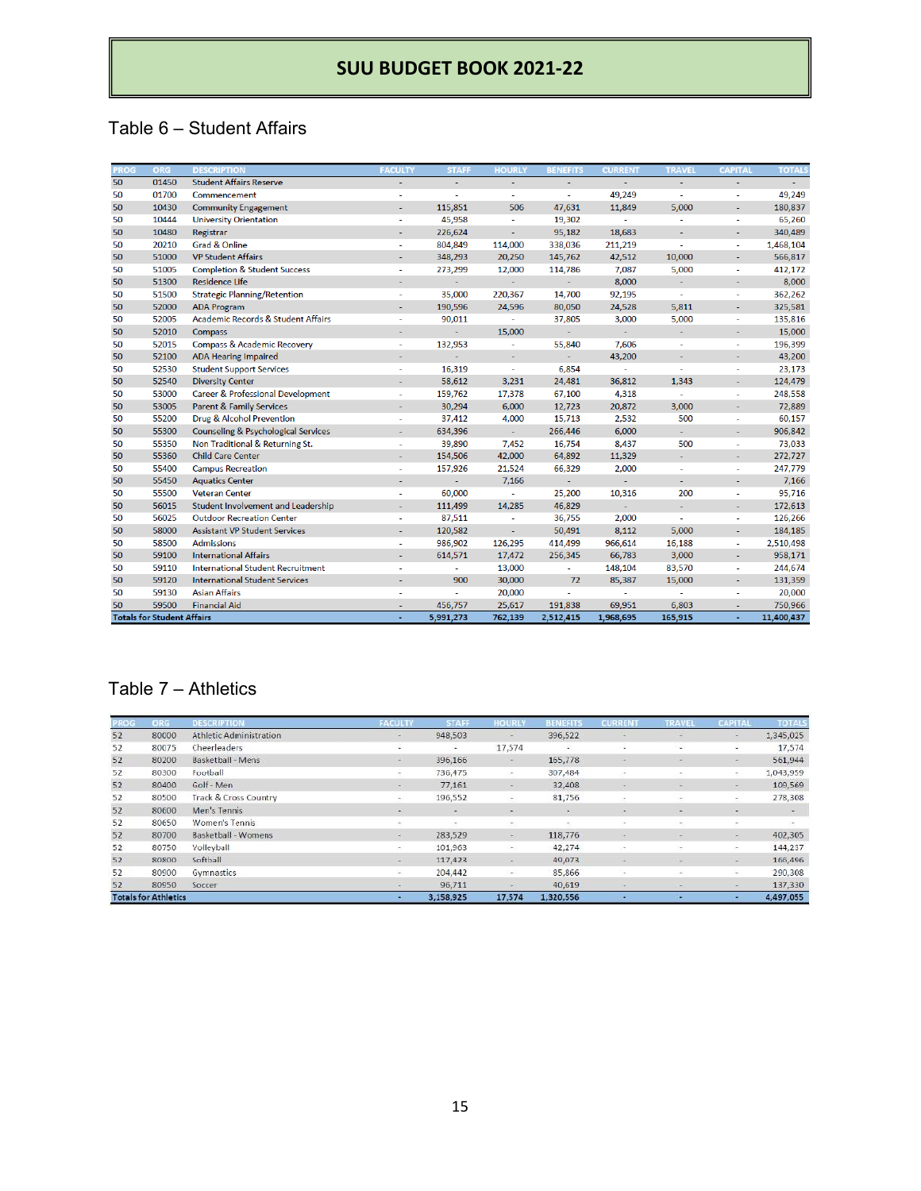# SUU BUDGET BOOK 2021-22

## Table 6 – Student Affairs

| PROG | ORG | DESCRIPTION | FACULTY | STAFF | HOURLY | BENEFITS | CURRENT | TRAVEL | CAPITAL | TOTALS |
|---|---|---|---|---|---|---|---|---|---|---|
| 50 | 01450 | Student Affairs Reserve | - | - | - | - | - | - | - | - |
| 50 | 01700 | Commencement | - | - | - | - | 49,249 | - | - | 49,249 |
| 50 | 10430 | Community Engagement | - | 115,851 | 506 | 47,631 | 11,849 | 5,000 | - | 180,837 |
| 50 | 10444 | University Orientation | - | 45,958 | - | 19,302 | - | - | - | 65,260 |
| 50 | 10480 | Registrar | - | 226,624 | - | 95,182 | 18,683 | - | - | 340,489 |
| 50 | 20210 | Grad & Online | - | 804,849 | 114,000 | 338,036 | 211,219 | - | - | 1,468,104 |
| 50 | 51000 | VP Student Affairs | - | 348,293 | 20,250 | 145,762 | 42,512 | 10,000 | - | 566,817 |
| 50 | 51005 | Completion & Student Success | - | 273,299 | 12,000 | 114,786 | 7,087 | 5,000 | - | 412,172 |
| 50 | 51300 | Residence Life | - | - | - | - | 8,000 | - | - | 8,000 |
| 50 | 51500 | Strategic Planning/Retention | - | 35,000 | 220,367 | 14,700 | 92,195 | - | - | 362,262 |
| 50 | 52000 | ADA Program | - | 190,596 | 24,596 | 80,050 | 24,528 | 5,811 | - | 325,581 |
| 50 | 52005 | Academic Records & Student Affairs | - | 90,011 | - | 37,805 | 3,000 | 5,000 | - | 135,816 |
| 50 | 52010 | Compass | - | - | 15,000 | - | - | - | - | 15,000 |
| 50 | 52015 | Compass & Academic Recovery | - | 132,953 | - | 55,840 | 7,606 | - | - | 196,399 |
| 50 | 52100 | ADA Hearing Impaired | - | - | - | - | 43,200 | - | - | 43,200 |
| 50 | 52530 | Student Support Services | - | 16,319 | - | 6,854 | - | - | - | 23,173 |
| 50 | 52540 | Diversity Center | - | 58,612 | 3,231 | 24,481 | 36,812 | 1,343 | - | 124,479 |
| 50 | 53000 | Career & Professional Development | - | 159,762 | 17,378 | 67,100 | 4,318 | - | - | 248,558 |
| 50 | 53005 | Parent & Family Services | - | 30,294 | 6,000 | 12,723 | 20,872 | 3,000 | - | 72,889 |
| 50 | 55200 | Drug & Alcohol Prevention | - | 37,412 | 4,000 | 15,713 | 2,532 | 500 | - | 60,157 |
| 50 | 55300 | Counseling & Psychological Services | - | 634,396 | - | 266,446 | 6,000 | - | - | 906,842 |
| 50 | 55350 | Non Traditional & Returning St. | - | 39,890 | 7,452 | 16,754 | 8,437 | 500 | - | 73,033 |
| 50 | 55360 | Child Care Center | - | 154,506 | 42,000 | 64,892 | 11,329 | - | - | 272,727 |
| 50 | 55400 | Campus Recreation | - | 157,926 | 21,524 | 66,329 | 2,000 | - | - | 247,779 |
| 50 | 55450 | Aquatics Center | - | - | 7,166 | - | - | - | - | 7,166 |
| 50 | 55500 | Veteran Center | - | 60,000 | - | 25,200 | 10,316 | 200 | - | 95,716 |
| 50 | 56015 | Student Involvement and Leadership | - | 111,499 | 14,285 | 46,829 | - | - | - | 172,613 |
| 50 | 56025 | Outdoor Recreation Center | - | 87,511 | - | 36,755 | 2,000 | - | - | 126,266 |
| 50 | 58000 | Assistant VP Student Services | - | 120,582 | - | 50,491 | 8,112 | 5,000 | - | 184,185 |
| 50 | 58500 | Admissions | - | 986,902 | 126,295 | 414,499 | 966,614 | 16,188 | - | 2,510,498 |
| 50 | 59100 | International Affairs | - | 614,571 | 17,472 | 256,345 | 66,783 | 3,000 | - | 958,171 |
| 50 | 59110 | International Student Recruitment | - | - | 13,000 | - | 148,104 | 83,570 | - | 244,674 |
| 50 | 59120 | International Student Services | - | 900 | 30,000 | 72 | 85,387 | 15,000 | - | 131,359 |
| 50 | 59130 | Asian Affairs | - | - | 20,000 | - | - | - | - | 20,000 |
| 50 | 59500 | Financial Aid | - | 456,757 | 25,617 | 191,838 | 69,951 | 6,803 | - | 750,966 |
| **Totals for Student Affairs** | | | - | 5,991,273 | 762,139 | 2,512,415 | 1,968,695 | 165,915 | - | 11,400,437 |

## Table 7 – Athletics

| PROG | ORG | DESCRIPTION | FACULTY | STAFF | HOURLY | BENEFITS | CURRENT | TRAVEL | CAPITAL | TOTALS |
|---|---|---|---|---|---|---|---|---|---|---|
| 52 | 80000 | Athletic Administration | - | 948,503 | - | 396,522 | - | - | - | 1,345,025 |
| 52 | 80075 | Cheerleaders | - | - | 17,574 | - | - | - | - | 17,574 |
| 52 | 80200 | Basketball - Mens | - | 396,166 | - | 165,778 | - | - | - | 561,944 |
| 52 | 80300 | Football | - | 736,475 | - | 307,484 | - | - | - | 1,043,959 |
| 52 | 80400 | Golf - Men | - | 77,161 | - | 32,408 | - | - | - | 109,569 |
| 52 | 80500 | Track & Cross Country | - | 196,552 | - | 81,756 | - | - | - | 278,308 |
| 52 | 80600 | Men's Tennis | - | - | - | - | - | - | - | - |
| 52 | 80650 | Women's Tennis | - | - | - | - | - | - | - | - |
| 52 | 80700 | Basketball - Womens | - | 283,529 | - | 118,776 | - | - | - | 402,305 |
| 52 | 80750 | Volleyball | - | 101,963 | - | 42,274 | - | - | - | 144,237 |
| 52 | 80800 | Softball | - | 117,423 | - | 49,073 | - | - | - | 166,496 |
| 52 | 80900 | Gymnastics | - | 204,442 | - | 85,866 | - | - | - | 290,308 |
| 52 | 80950 | Soccer | - | 96,711 | - | 40,619 | - | - | - | 137,330 |
| **Totals for Athletics** | | | - | 3,158,925 | 17,574 | 1,320,556 | - | - | - | 4,497,055 |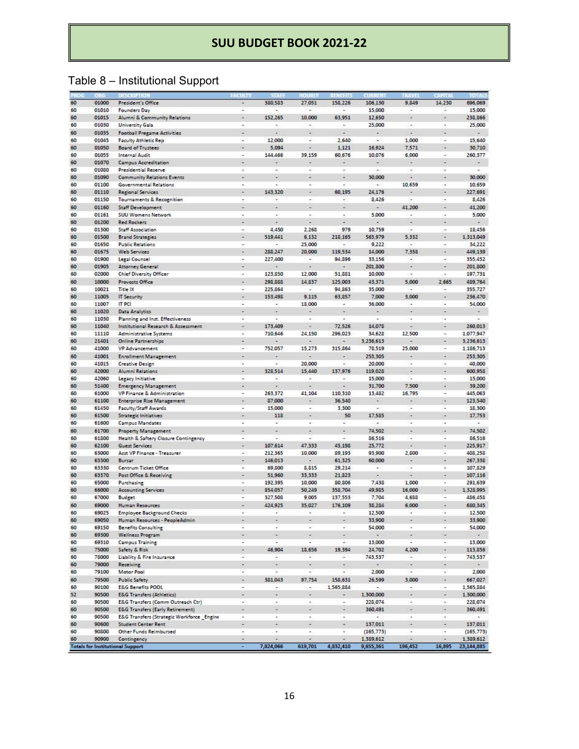# SUU BUDGET BOOK 2021-22

## Table 8 – Institutional Support

| PROG | ORG | DESCRIPTION | FACULTY | STAFF | HOURLY | BENEFITS | CURRENT | TRAVEL | CAPITAL | TOTALS |
|---|---|---|---|---|---|---|---|---|---|---|
| 60 | 01000 | President's Office | - | 380,583 | 27,051 | 158,226 | 106,130 | 9,849 | 14,230 | 696,069 |
| 60 | 01010 | Founders Day | - | - | - | - | 15,000 | - | - | 15,000 |
| 60 | 01015 | Alumni & Community Relations | - | 152,265 | 10,000 | 63,951 | 12,650 | - | - | 238,866 |
| 60 | 01030 | University Gala | - | - | - | - | 25,000 | - | - | 25,000 |
| 60 | 01035 | Football Pregame Activities | - | - | - | - | - | - | - | - |
| 60 | 01045 | Faculty Athletic Rep | - | 12,000 | - | 2,640 | - | 1,000 | - | 15,640 |
| 60 | 01050 | Board of Trustees | - | 5,094 | - | 1,121 | 16,924 | 7,571 | - | 30,710 |
| 60 | 01055 | Internal Audit | - | 144,466 | 39,159 | 60,676 | 10,076 | 6,000 | - | 260,377 |
| 60 | 01070 | Campus Accreditation | - | - | - | - | - | - | - | - |
| 60 | 01080 | Presidential Reserve | - | - | - | - | - | - | - | - |
| 60 | 01090 | Community Relations Events | - | - | - | - | 30,000 | - | - | 30,000 |
| 60 | 01100 | Governmental Relations | - | - | - | - | - | 10,659 | - | 10,659 |
| 60 | 01110 | Regional Services | - | 143,320 | - | 60,195 | 24,176 | - | - | 227,691 |
| 60 | 01150 | Tournaments & Recognition | - | - | - | - | 8,426 | - | - | 8,426 |
| 60 | 01160 | Staff Development | - | - | - | - | - | 41,200 | - | 41,200 |
| 60 | 01161 | SUU Womens Network | - | - | - | - | 5,000 | - | - | 5,000 |
| 60 | 01200 | Red Rockers | - | - | - | - | - | - | - | - |
| 60 | 01300 | Staff Association | - | 4,450 | 2,268 | 979 | 10,759 | - | - | 18,456 |
| 60 | 01500 | Brand Strategies | - | 519,441 | 6,132 | 218,165 | 563,979 | 5,332 | - | 1,313,049 |
| 60 | 01650 | Public Relations | - | - | 25,000 | - | 9,222 | - | - | 34,222 |
| 60 | 01675 | Web Services | - | 288,247 | 20,000 | 119,534 | 14,000 | 7,358 | - | 449,139 |
| 60 | 01900 | Legal Counsel | - | 227,400 | - | 94,896 | 33,156 | - | - | 355,452 |
| 60 | 01905 | Attorney General | - | - | - | - | 201,800 | - | - | 201,800 |
| 60 | 02000 | Chief Diversity Officer | - | 123,850 | 12,000 | 51,881 | 10,000 | - | - | 197,731 |
| 60 | 10000 | Provosts Office | - | 298,888 | 14,837 | 125,003 | 43,371 | 5,000 | 2,665 | 489,764 |
| 60 | 10021 | Title IX | - | 225,864 | - | 94,863 | 35,000 | - | - | 355,727 |
| 60 | 11005 | IT Security | - | 153,498 | 9,115 | 63,857 | 7,000 | 3,000 | - | 236,470 |
| 60 | 11007 | IT PCI | - | - | 18,000 | - | 36,000 | - | - | 54,000 |
| 60 | 11020 | Data Analytics | - | - | - | - | - | - | - | - |
| 60 | 11030 | Planning and Inst. Effectiveness | - | - | - | - | - | - | - | - |
| 60 | 11040 | Institutional Research & Assessment | - | 173,409 | - | 72,526 | 14,078 | - | - | 260,013 |
| 60 | 11110 | Administrative Systems | - | 710,646 | 24,150 | 296,023 | 34,628 | 12,500 | - | 1,077,947 |
| 60 | 21401 | Online Partnerships | - | - | - | - | 3,236,613 | - | - | 3,236,613 |
| 60 | 41000 | VP Advancement | - | 752,057 | 15,273 | 315,864 | 78,519 | 25,000 | - | 1,186,713 |
| 60 | 41001 | Enrollment Management | - | - | - | - | 253,305 | - | - | 253,305 |
| 60 | 41015 | Creative Design | - | - | 20,000 | - | 20,000 | - | - | 40,000 |
| 60 | 42000 | Alumni Relations | - | 328,514 | 15,440 | 137,976 | 119,028 | - | - | 600,958 |
| 60 | 42060 | Legacy Initiative | - | - | - | - | 15,000 | - | - | 15,000 |
| 60 | 51400 | Emergency Management | - | - | - | - | 31,700 | 7,500 | - | 39,200 |
| 60 | 61000 | VP Finance & Administration | - | 263,372 | 41,104 | 110,310 | 13,482 | 16,795 | - | 445,063 |
| 60 | 61100 | Enterprise Rise Management | - | 87,000 | - | 36,540 | - | - | - | 123,540 |
| 60 | 61450 | Faculty/Staff Awards | - | 15,000 | - | 3,300 | - | - | - | 18,300 |
| 60 | 61500 | Strategic Initiatives | - | 118 | - | 50 | 17,585 | - | - | 17,753 |
| 60 | 61600 | Campus Mandates | - | - | - | - | - | - | - | - |
| 60 | 61700 | Property Management | - | - | - | - | 74,502 | - | - | 74,502 |
| 60 | 61800 | Health & Saftery Closure Contingency | - | - | - | - | 86,516 | - | - | 86,516 |
| 60 | 62100 | Guest Services | - | 107,614 | 47,333 | 45,198 | 25,772 | - | - | 225,917 |
| 60 | 63000 | Asst VP Finance - Treasurer | - | 212,365 | 10,000 | 89,193 | 93,900 | 2,800 | - | 408,258 |
| 60 | 63300 | Bursar | - | 146,013 | - | 61,325 | 60,000 | - | - | 267,338 |
| 60 | 63330 | Centrum Ticket Office | - | 69,800 | 8,815 | 29,214 | - | - | - | 107,829 |
| 60 | 63370 | Post Office & Receiving | - | 51,960 | 33,333 | 21,823 | - | - | - | 107,116 |
| 60 | 65000 | Purchasing | - | 192,395 | 10,000 | 80,806 | 7,438 | 1,000 | - | 291,639 |
| 60 | 66000 | Accounting Services | - | 854,057 | 50,249 | 358,704 | 49,985 | 16,000 | - | 1,328,995 |
| 60 | 67000 | Budget | - | 327,508 | 9,005 | 137,553 | 7,704 | 4,688 | - | 486,458 |
| 60 | 69000 | Human Resources | - | 424,925 | 35,027 | 176,109 | 38,284 | 6,000 | - | 680,345 |
| 60 | 69025 | Employee Background Checks | - | - | - | - | 12,500 | - | - | 12,500 |
| 60 | 69050 | Human Resources - PeopleAdmin | - | - | - | - | 33,900 | - | - | 33,900 |
| 60 | 69150 | Benefits Consulting | - | - | - | - | 54,000 | - | - | 54,000 |
| 60 | 69300 | Wellness Program | - | - | - | - | - | - | - | - |
| 60 | 69310 | Campus Training | - | - | - | - | 13,000 | - | - | 13,000 |
| 60 | 75000 | Safety & Risk | - | 46,904 | 18,656 | 19,394 | 24,702 | 4,200 | - | 113,856 |
| 60 | 78000 | Liability & Fire Insurance | - | - | - | - | 743,537 | - | - | 743,537 |
| 60 | 79000 | Receiving | - | - | - | - | - | - | - | - |
| 60 | 79100 | Motor Pool | - | - | - | - | 2,000 | - | - | 2,000 |
| 60 | 79500 | Public Safety | - | 381,043 | 97,754 | 158,631 | 26,599 | 3,000 | - | 667,027 |
| 60 | 90100 | E&G Benefits POOL | - | - | - | 1,565,884 | - | - | - | 1,565,884 |
| 52 | 90500 | E&G Transfers (Athletics) | - | - | - | - | 1,300,000 | - | - | 1,300,000 |
| 60 | 90500 | E&G Transfers (Comm Outreach Ctr) | - | - | - | - | 228,074 | - | - | 228,074 |
| 60 | 90500 | E&G Transfers (Early Retirement) | - | - | - | - | 360,491 | - | - | 360,491 |
| 60 | 90500 | E&G Transfers (Strategic Workforce _Engine | - | - | - | - | - | - | - | - |
| 60 | 90600 | Student Center Rent | - | - | - | - | 137,011 | - | - | 137,011 |
| 60 | 90800 | Other Funds Reimbursed | - | - | - | - | (165,773) | - | - | (165,773) |
| 60 | 90900 | Contingency | - | - | - | - | 1,389,612 | - | - | 1,389,612 |
| **Totals for Institutional Support** | | | - | 7,824,066 | 619,701 | 4,832,410 | 9,655,361 | 196,452 | 16,895 | 23,144,885 |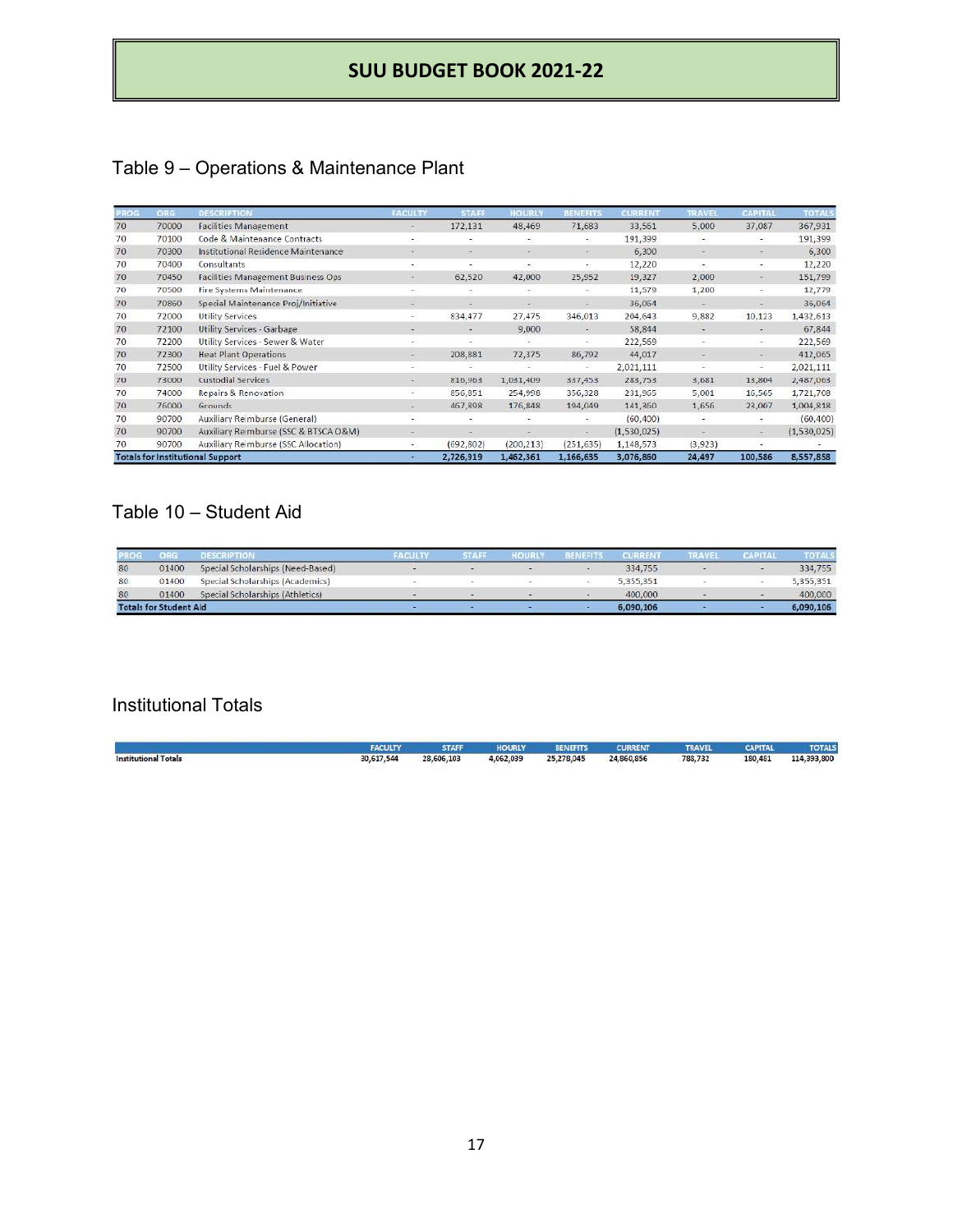## Table 9 – Operations & Maintenance Plant

| PROG | ORG | DESCRIPTION | FACULTY | STAFF | HOURLY | BENEFITS | CURRENT | TRAVEL | CAPITAL | TOTALS |
|---|---|---|---|---|---|---|---|---|---|---|
| 70 | 70000 | Facilities Management | - | 172,131 | 48,469 | 71,683 | 33,561 | 5,000 | 37,087 | 367,931 |
| 70 | 70100 | Code & Maintenance Contracts | - | - | - | - | 191,399 | - | - | 191,399 |
| 70 | 70300 | Institutional Residence Maintenance | - | - | - | - | 6,300 | - | - | 6,300 |
| 70 | 70400 | Consultants | - | - | - | - | 12,220 | - | - | 12,220 |
| 70 | 70450 | Facilities Management Business Ops | - | 62,520 | 42,000 | 25,952 | 19,327 | 2,000 | - | 151,799 |
| 70 | 70500 | Fire Systems Maintenance | - | - | - | - | 11,579 | 1,200 | - | 12,779 |
| 70 | 70860 | Special Maintenance Proj/Initiative | - | - | - | - | 36,064 | - | - | 36,064 |
| 70 | 72000 | Utility Services | - | 834,477 | 27,475 | 346,013 | 204,643 | 9,882 | 10,123 | 1,432,613 |
| 70 | 72100 | Utility Services - Garbage | - | - | 9,000 | - | 58,844 | - | - | 67,844 |
| 70 | 72200 | Utility Services - Sewer & Water | - | - | - | - | 222,569 | - | - | 222,569 |
| 70 | 72300 | Heat Plant Operations | - | 208,881 | 72,375 | 86,792 | 44,017 | - | - | 412,065 |
| 70 | 72500 | Utility Services - Fuel & Power | - | - | - | - | 2,021,111 | - | - | 2,021,111 |
| 70 | 73000 | Custodial Services | - | 816,963 | 1,031,409 | 337,453 | 283,753 | 3,681 | 13,804 | 2,487,063 |
| 70 | 74000 | Repairs & Renovation | - | 856,851 | 254,998 | 356,328 | 231,965 | 5,001 | 16,565 | 1,721,708 |
| 70 | 76000 | Grounds | - | 467,898 | 176,848 | 194,049 | 141,360 | 1,656 | 23,007 | 1,004,818 |
| 70 | 90700 | Auxiliary Reimburse (General) | - | - | - | - | (60,400) | - | - | (60,400) |
| 70 | 90700 | Auxiliary Reimburse (SSC & BTSCA O&M) | - | - | - | - | (1,530,025) | - | - | (1,530,025) |
| 70 | 90700 | Auxiliary Reimburse (SSC Allocation) | - | (692,802) | (200,213) | (251,635) | 1,148,573 | (3,923) | - | - |
| **Totals for Institutional Support** | | | - | **2,726,919** | **1,462,361** | **1,166,635** | **3,076,860** | **24,497** | **100,586** | **8,557,858** |

## Table 10 – Student Aid

| PROG | ORG | DESCRIPTION | FACULTY | STAFF | HOURLY | BENEFITS | CURRENT | TRAVEL | CAPITAL | TOTALS |
|---|---|---|---|---|---|---|---|---|---|---|
| 80 | 01400 | Special Scholarships (Need-Based) | - | - | - | - | 334,755 | - | - | 334,755 |
| 80 | 01400 | Special Scholarships (Academics) | - | - | - | - | 5,355,351 | - | - | 5,355,351 |
| 80 | 01400 | Special Scholarships (Athletics) | - | - | - | - | 400,000 | - | - | 400,000 |
| **Totals for Student Aid** | | | - | - | - | - | **6,090,106** | - | - | **6,090,106** |

## Institutional Totals

| | FACULTY | STAFF | HOURLY | BENEFITS | CURRENT | TRAVEL | CAPITAL | TOTALS |
|---|---|---|---|---|---|---|---|---|
| **Institutional Totals** | 30,617,544 | 28,606,103 | 4,062,039 | 25,278,045 | 24,860,856 | 788,732 | 180,481 | 114,393,800 |